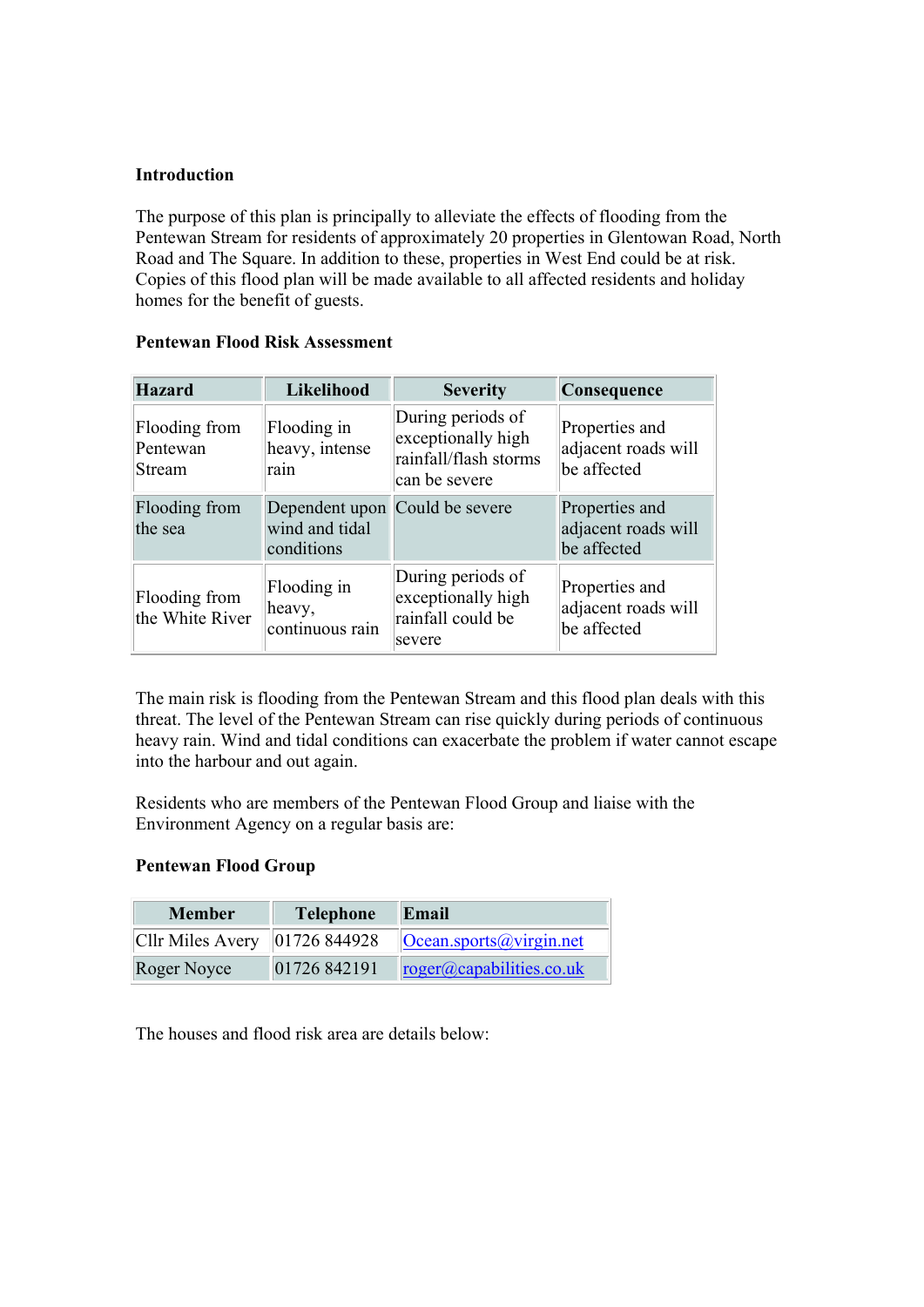**Introduction**

The purpose of this plan is principally to alleviate the effects of flooding from the Pentewan Stream for residents of approximately 20 properties in Glentowan Road, North Road and The Square. In addition to these, properties in West End could be at risk. Copies of this flood plan will be made available to all affected residents and holiday homes for the benefit of guests.

**Pentewan Flood Risk Assessment**

| Hazard | Likelihood | Severity | Consequence |
|---|---|---|---|
| Flooding from Pentewan Stream | Flooding in heavy, intense rain | During periods of exceptionally high rainfall/flash storms can be severe | Properties and adjacent roads will be affected |
| Flooding from the sea | Dependent upon wind and tidal conditions | Could be severe | Properties and adjacent roads will be affected |
| Flooding from the White River | Flooding in heavy, continuous rain | During periods of exceptionally high rainfall could be severe | Properties and adjacent roads will be affected |

The main risk is flooding from the Pentewan Stream and this flood plan deals with this threat. The level of the Pentewan Stream can rise quickly during periods of continuous heavy rain. Wind and tidal conditions can exacerbate the problem if water cannot escape into the harbour and out again.

Residents who are members of the Pentewan Flood Group and liaise with the Environment Agency on a regular basis are:

**Pentewan Flood Group**

| Member | Telephone | Email |
|---|---|---|
| Cllr Miles Avery | 01726 844928 | Ocean.sports@virgin.net |
| Roger Noyce | 01726 842191 | roger@capabilities.co.uk |

The houses and flood risk area are details below: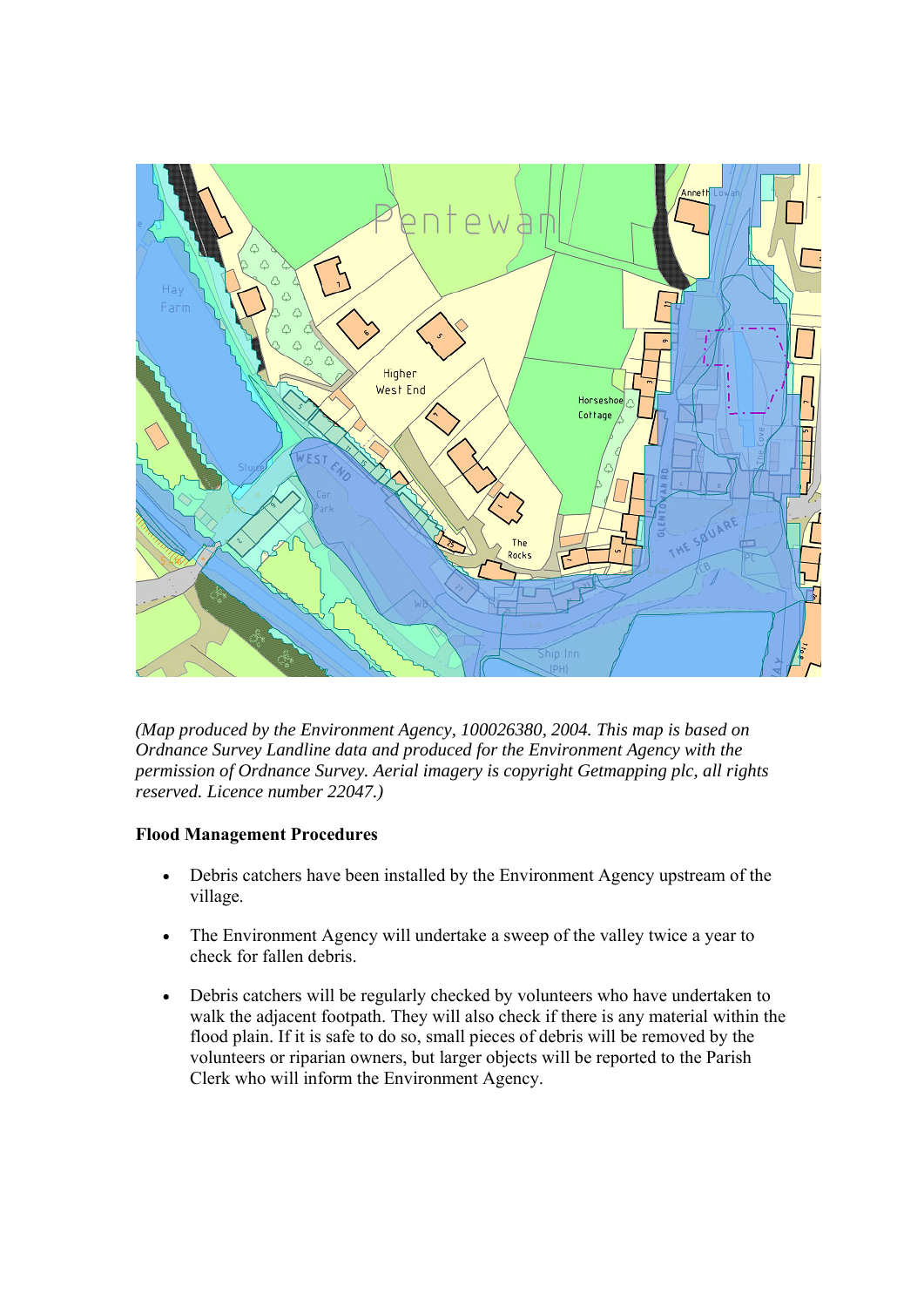*(Map produced by the Environment Agency, 100026380, 2004. This map is based on Ordnance Survey Landline data and produced for the Environment Agency with the permission of Ordnance Survey. Aerial imagery is copyright Getmapping plc, all rights reserved. Licence number 22047.)*

**Flood Management Procedures**

- Debris catchers have been installed by the Environment Agency upstream of the village.
- The Environment Agency will undertake a sweep of the valley twice a year to check for fallen debris.
- Debris catchers will be regularly checked by volunteers who have undertaken to walk the adjacent footpath. They will also check if there is any material within the flood plain. If it is safe to do so, small pieces of debris will be removed by the volunteers or riparian owners, but larger objects will be reported to the Parish Clerk who will inform the Environment Agency.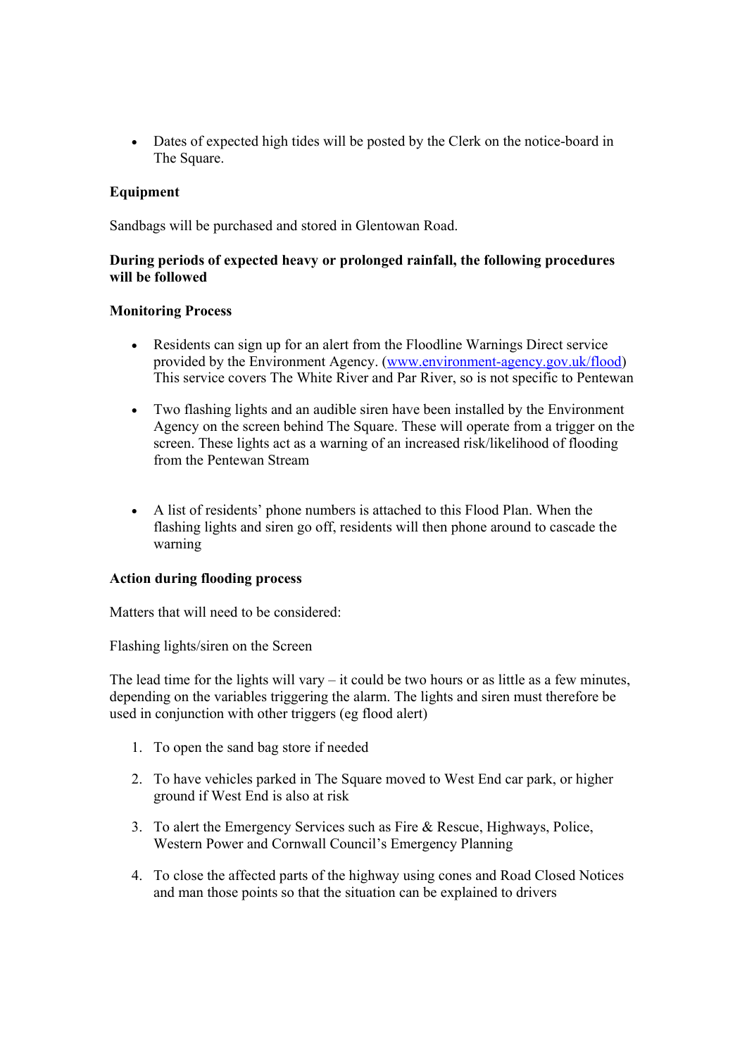- Dates of expected high tides will be posted by the Clerk on the notice-board in The Square.

**Equipment**

Sandbags will be purchased and stored in Glentowan Road.

**During periods of expected heavy or prolonged rainfall, the following procedures will be followed**

**Monitoring Process**

- Residents can sign up for an alert from the Floodline Warnings Direct service provided by the Environment Agency. ([www.environment-agency.gov.uk/flood](www.environment-agency.gov.uk/flood)) This service covers The White River and Par River, so is not specific to Pentewan

- Two flashing lights and an audible siren have been installed by the Environment Agency on the screen behind The Square. These will operate from a trigger on the screen. These lights act as a warning of an increased risk/likelihood of flooding from the Pentewan Stream

- A list of residents' phone numbers is attached to this Flood Plan. When the flashing lights and siren go off, residents will then phone around to cascade the warning

**Action during flooding process**

Matters that will need to be considered:

Flashing lights/siren on the Screen

The lead time for the lights will vary – it could be two hours or as little as a few minutes, depending on the variables triggering the alarm. The lights and siren must therefore be used in conjunction with other triggers (eg flood alert)

1. To open the sand bag store if needed
2. To have vehicles parked in The Square moved to West End car park, or higher ground if West End is also at risk
3. To alert the Emergency Services such as Fire & Rescue, Highways, Police, Western Power and Cornwall Council's Emergency Planning
4. To close the affected parts of the highway using cones and Road Closed Notices and man those points so that the situation can be explained to drivers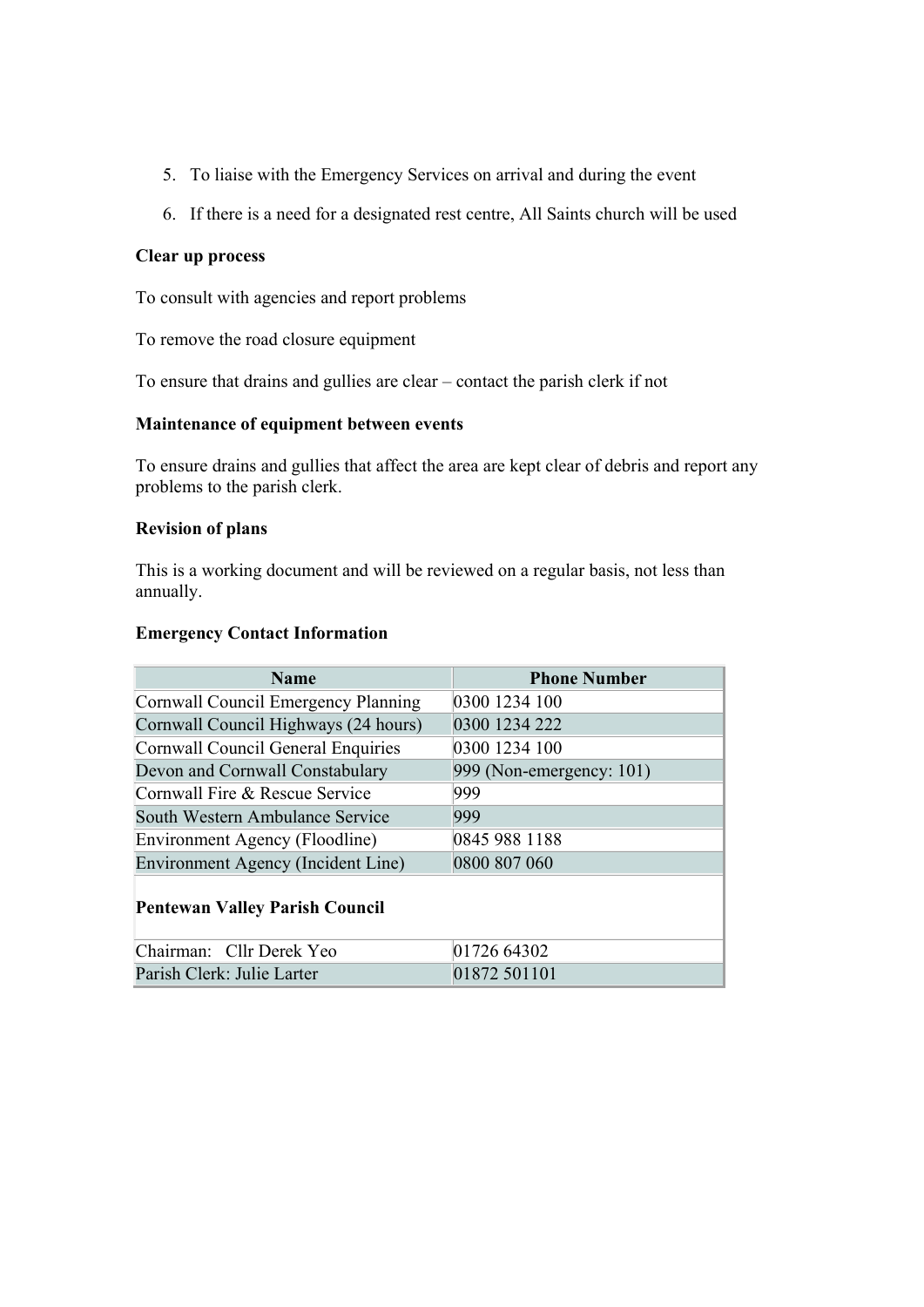5. To liaise with the Emergency Services on arrival and during the event
6. If there is a need for a designated rest centre, All Saints church will be used

**Clear up process**

To consult with agencies and report problems

To remove the road closure equipment

To ensure that drains and gullies are clear – contact the parish clerk if not

**Maintenance of equipment between events**

To ensure drains and gullies that affect the area are kept clear of debris and report any problems to the parish clerk.

**Revision of plans**

This is a working document and will be reviewed on a regular basis, not less than annually.

**Emergency Contact Information**

| Name | Phone Number |
|---|---|
| Cornwall Council Emergency Planning | 0300 1234 100 |
| Cornwall Council Highways (24 hours) | 0300 1234 222 |
| Cornwall Council General Enquiries | 0300 1234 100 |
| Devon and Cornwall Constabulary | 999 (Non-emergency: 101) |
| Cornwall Fire & Rescue Service | 999 |
| South Western Ambulance Service | 999 |
| Environment Agency (Floodline) | 0845 988 1188 |
| Environment Agency (Incident Line) | 0800 807 060 |
| **Pentewan Valley Parish Council** | |
| Chairman: Cllr Derek Yeo | 01726 64302 |
| Parish Clerk: Julie Larter | 01872 501101 |